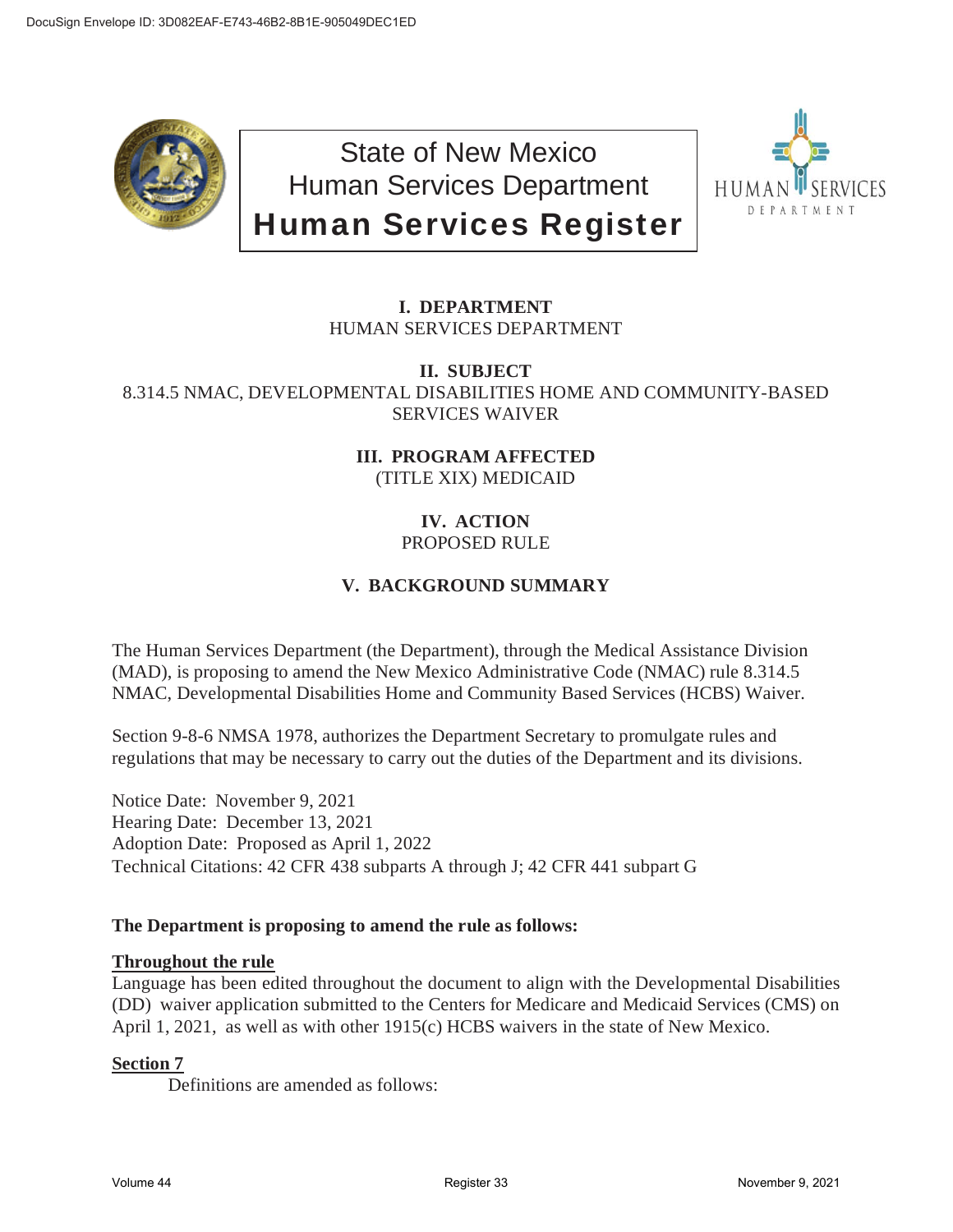# State of New Mexico
## Human Services Department
# Human Services Register

### I. DEPARTMENT
HUMAN SERVICES DEPARTMENT

### II. SUBJECT
8.314.5 NMAC, DEVELOPMENTAL DISABILITIES HOME AND COMMUNITY-BASED SERVICES WAIVER

### III. PROGRAM AFFECTED
(TITLE XIX) MEDICAID

### IV. ACTION
PROPOSED RULE

### V. BACKGROUND SUMMARY

The Human Services Department (the Department), through the Medical Assistance Division (MAD), is proposing to amend the New Mexico Administrative Code (NMAC) rule 8.314.5 NMAC, Developmental Disabilities Home and Community Based Services (HCBS) Waiver.

Section 9-8-6 NMSA 1978, authorizes the Department Secretary to promulgate rules and regulations that may be necessary to carry out the duties of the Department and its divisions.

Notice Date: November 9, 2021
Hearing Date: December 13, 2021
Adoption Date: Proposed as April 1, 2022
Technical Citations: 42 CFR 438 subparts A through J; 42 CFR 441 subpart G

**The Department is proposing to amend the rule as follows:**

**Throughout the rule**
Language has been edited throughout the document to align with the Developmental Disabilities (DD) waiver application submitted to the Centers for Medicare and Medicaid Services (CMS) on April 1, 2021, as well as with other 1915(c) HCBS waivers in the state of New Mexico.

**Section 7**
Definitions are amended as follows: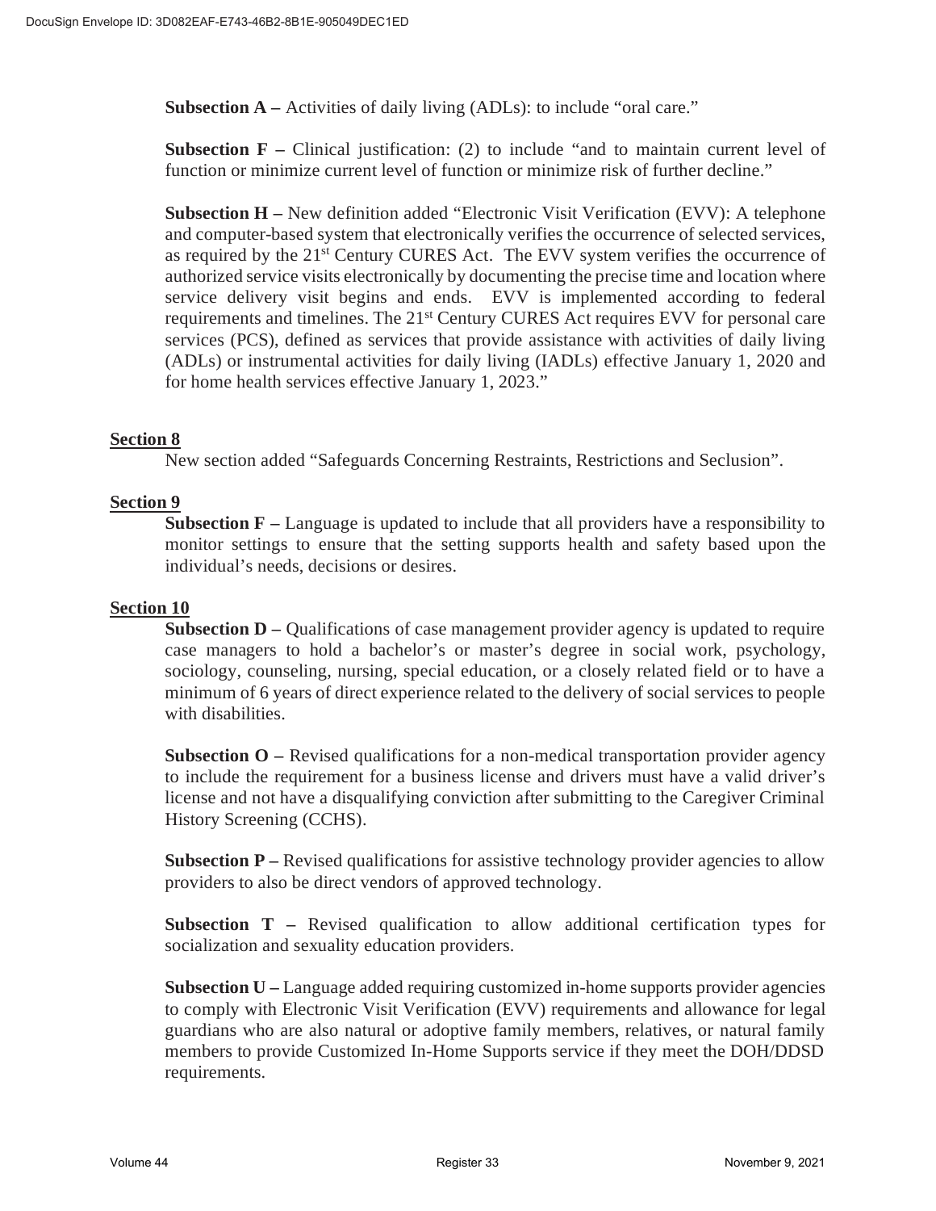**Subsection A –** Activities of daily living (ADLs): to include "oral care."

**Subsection F –** Clinical justification: (2) to include "and to maintain current level of function or minimize current level of function or minimize risk of further decline."

**Subsection H –** New definition added "Electronic Visit Verification (EVV): A telephone and computer-based system that electronically verifies the occurrence of selected services, as required by the 21st Century CURES Act. The EVV system verifies the occurrence of authorized service visits electronically by documenting the precise time and location where service delivery visit begins and ends. EVV is implemented according to federal requirements and timelines. The 21st Century CURES Act requires EVV for personal care services (PCS), defined as services that provide assistance with activities of daily living (ADLs) or instrumental activities for daily living (IADLs) effective January 1, 2020 and for home health services effective January 1, 2023."

**Section 8**

New section added "Safeguards Concerning Restraints, Restrictions and Seclusion".

**Section 9**

**Subsection F –** Language is updated to include that all providers have a responsibility to monitor settings to ensure that the setting supports health and safety based upon the individual's needs, decisions or desires.

**Section 10**

**Subsection D –** Qualifications of case management provider agency is updated to require case managers to hold a bachelor's or master's degree in social work, psychology, sociology, counseling, nursing, special education, or a closely related field or to have a minimum of 6 years of direct experience related to the delivery of social services to people with disabilities.

**Subsection O –** Revised qualifications for a non-medical transportation provider agency to include the requirement for a business license and drivers must have a valid driver's license and not have a disqualifying conviction after submitting to the Caregiver Criminal History Screening (CCHS).

**Subsection P –** Revised qualifications for assistive technology provider agencies to allow providers to also be direct vendors of approved technology.

**Subsection T –** Revised qualification to allow additional certification types for socialization and sexuality education providers.

**Subsection U –** Language added requiring customized in-home supports provider agencies to comply with Electronic Visit Verification (EVV) requirements and allowance for legal guardians who are also natural or adoptive family members, relatives, or natural family members to provide Customized In-Home Supports service if they meet the DOH/DDSD requirements.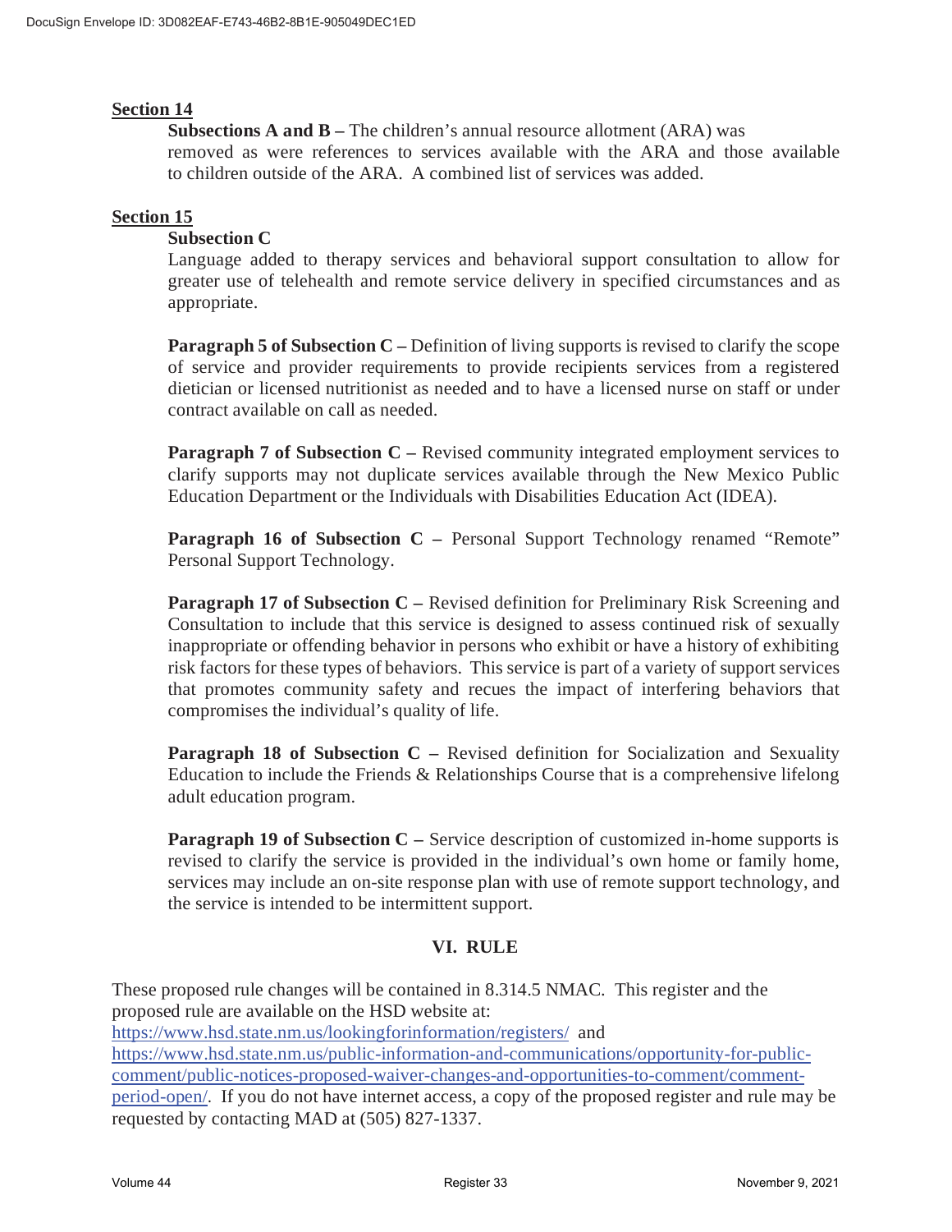**Section 14**

**Subsections A and B –** The children's annual resource allotment (ARA) was removed as were references to services available with the ARA and those available to children outside of the ARA. A combined list of services was added.

**Section 15**

**Subsection C**

Language added to therapy services and behavioral support consultation to allow for greater use of telehealth and remote service delivery in specified circumstances and as appropriate.

**Paragraph 5 of Subsection C –** Definition of living supports is revised to clarify the scope of service and provider requirements to provide recipients services from a registered dietician or licensed nutritionist as needed and to have a licensed nurse on staff or under contract available on call as needed.

**Paragraph 7 of Subsection C –** Revised community integrated employment services to clarify supports may not duplicate services available through the New Mexico Public Education Department or the Individuals with Disabilities Education Act (IDEA).

**Paragraph 16 of Subsection C –** Personal Support Technology renamed "Remote" Personal Support Technology.

**Paragraph 17 of Subsection C –** Revised definition for Preliminary Risk Screening and Consultation to include that this service is designed to assess continued risk of sexually inappropriate or offending behavior in persons who exhibit or have a history of exhibiting risk factors for these types of behaviors. This service is part of a variety of support services that promotes community safety and recues the impact of interfering behaviors that compromises the individual's quality of life.

**Paragraph 18 of Subsection C –** Revised definition for Socialization and Sexuality Education to include the Friends & Relationships Course that is a comprehensive lifelong adult education program.

**Paragraph 19 of Subsection C –** Service description of customized in-home supports is revised to clarify the service is provided in the individual's own home or family home, services may include an on-site response plan with use of remote support technology, and the service is intended to be intermittent support.

## VI. RULE

These proposed rule changes will be contained in 8.314.5 NMAC. This register and the proposed rule are available on the HSD website at: https://www.hsd.state.nm.us/lookingforinformation/registers/ and https://www.hsd.state.nm.us/public-information-and-communications/opportunity-for-public-comment/public-notices-proposed-waiver-changes-and-opportunities-to-comment/comment-period-open/. If you do not have internet access, a copy of the proposed register and rule may be requested by contacting MAD at (505) 827-1337.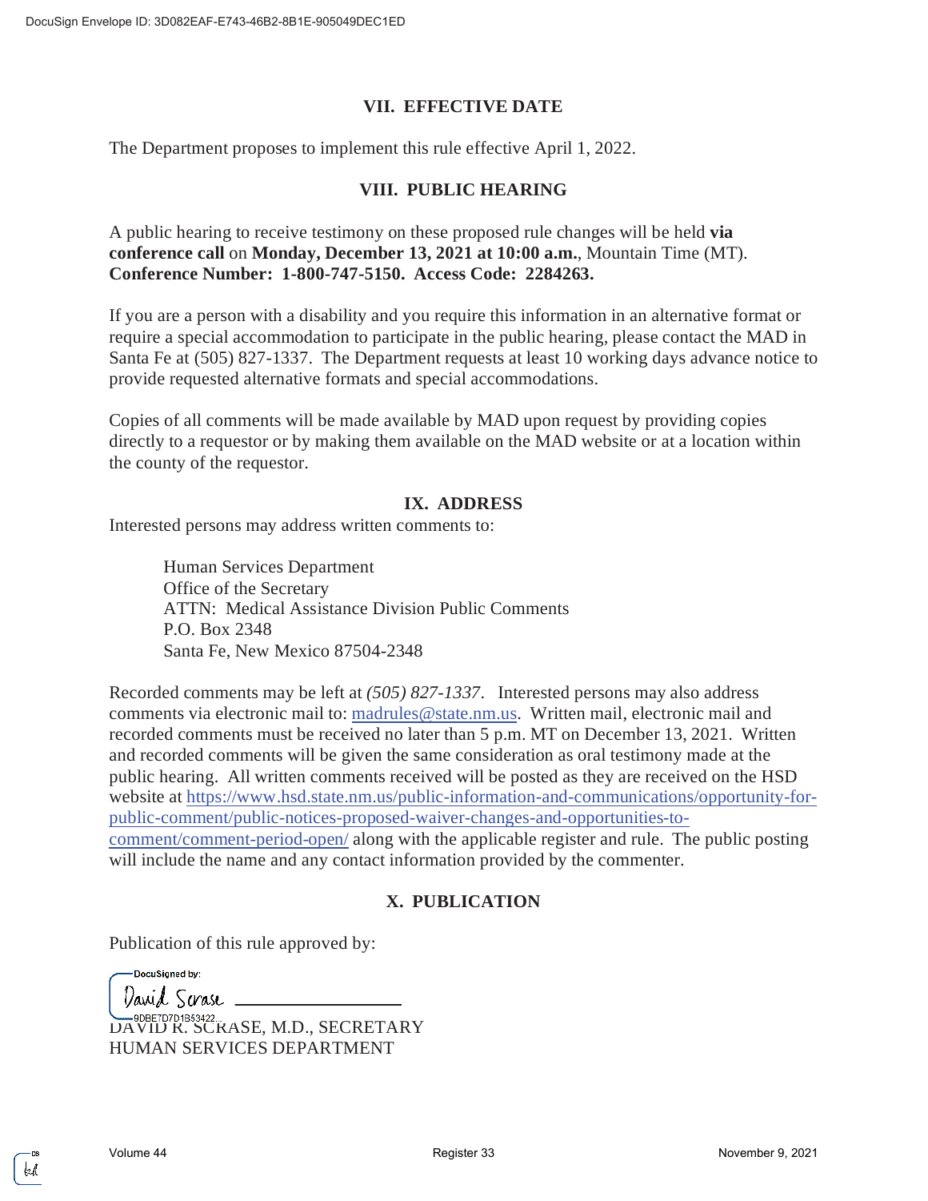## VII. EFFECTIVE DATE

The Department proposes to implement this rule effective April 1, 2022.

## VIII. PUBLIC HEARING

A public hearing to receive testimony on these proposed rule changes will be held **via conference call** on **Monday, December 13, 2021 at 10:00 a.m.**, Mountain Time (MT). **Conference Number: 1-800-747-5150. Access Code: 2284263.**

If you are a person with a disability and you require this information in an alternative format or require a special accommodation to participate in the public hearing, please contact the MAD in Santa Fe at (505) 827-1337. The Department requests at least 10 working days advance notice to provide requested alternative formats and special accommodations.

Copies of all comments will be made available by MAD upon request by providing copies directly to a requestor or by making them available on the MAD website or at a location within the county of the requestor.

## IX. ADDRESS

Interested persons may address written comments to:

Human Services Department  
Office of the Secretary  
ATTN: Medical Assistance Division Public Comments  
P.O. Box 2348  
Santa Fe, New Mexico 87504-2348

Recorded comments may be left at *(505) 827-1337*. Interested persons may also address comments via electronic mail to: madrules@state.nm.us. Written mail, electronic mail and recorded comments must be received no later than 5 p.m. MT on December 13, 2021. Written and recorded comments will be given the same consideration as oral testimony made at the public hearing. All written comments received will be posted as they are received on the HSD website at https://www.hsd.state.nm.us/public-information-and-communications/opportunity-for-public-comment/public-notices-proposed-waiver-changes-and-opportunities-to-comment/comment-period-open/ along with the applicable register and rule. The public posting will include the name and any contact information provided by the commenter.

## X. PUBLICATION

Publication of this rule approved by:

DocuSigned by:  
David Scrase  
9DBE7D7D1B53422...

DAVID R. SCRASE, M.D., SECRETARY  
HUMAN SERVICES DEPARTMENT